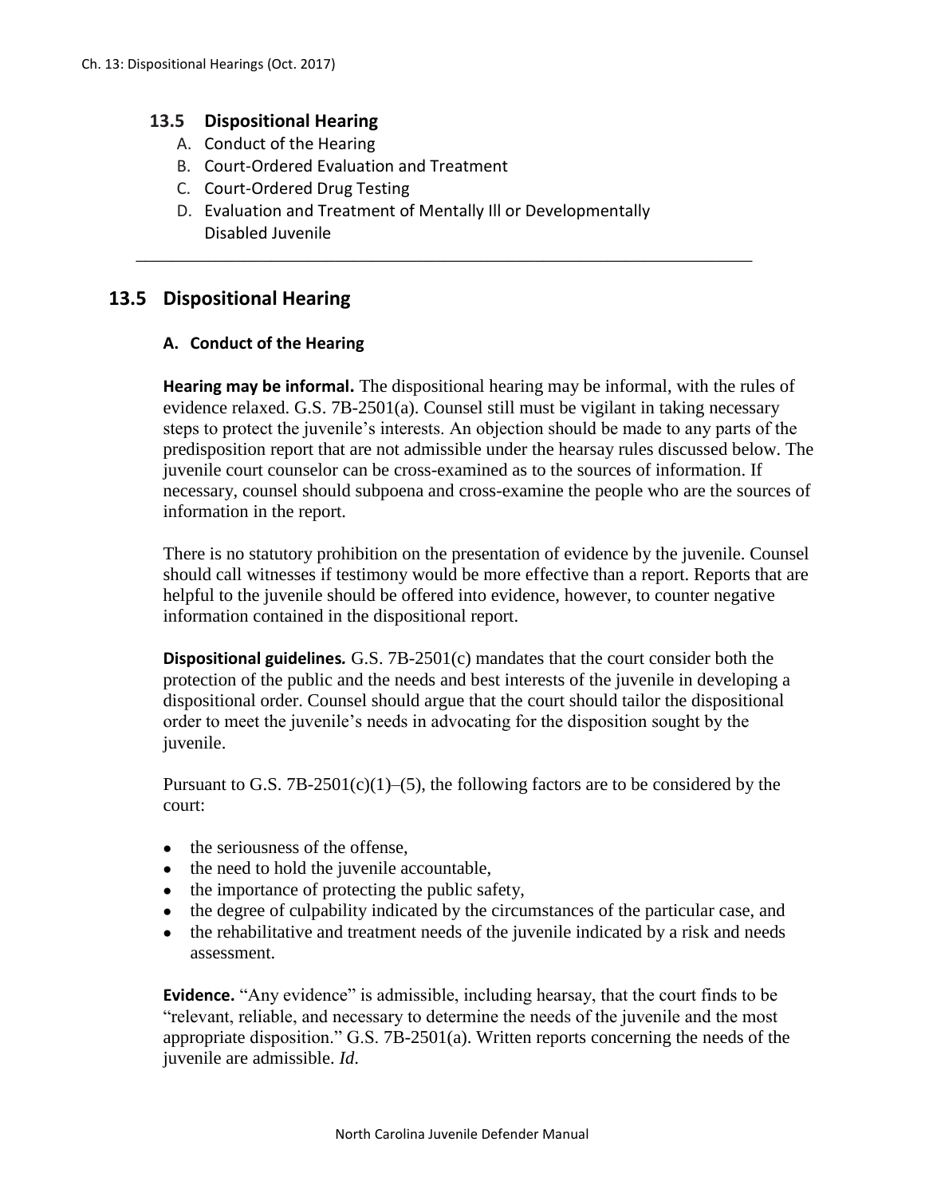## 13.5 Dispositional Hearing

A. Conduct of the Hearing
B. Court-Ordered Evaluation and Treatment
C. Court-Ordered Drug Testing
D. Evaluation and Treatment of Mentally Ill or Developmentally Disabled Juvenile

---

## 13.5 Dispositional Hearing

### A. Conduct of the Hearing

**Hearing may be informal.** The dispositional hearing may be informal, with the rules of evidence relaxed. G.S. 7B-2501(a). Counsel still must be vigilant in taking necessary steps to protect the juvenile's interests. An objection should be made to any parts of the predisposition report that are not admissible under the hearsay rules discussed below. The juvenile court counselor can be cross-examined as to the sources of information. If necessary, counsel should subpoena and cross-examine the people who are the sources of information in the report.

There is no statutory prohibition on the presentation of evidence by the juvenile. Counsel should call witnesses if testimony would be more effective than a report. Reports that are helpful to the juvenile should be offered into evidence, however, to counter negative information contained in the dispositional report.

***Dispositional guidelines.*** G.S. 7B-2501(c) mandates that the court consider both the protection of the public and the needs and best interests of the juvenile in developing a dispositional order. Counsel should argue that the court should tailor the dispositional order to meet the juvenile's needs in advocating for the disposition sought by the juvenile.

Pursuant to G.S. 7B-2501(c)(1)–(5), the following factors are to be considered by the court:

- the seriousness of the offense,
- the need to hold the juvenile accountable,
- the importance of protecting the public safety,
- the degree of culpability indicated by the circumstances of the particular case, and
- the rehabilitative and treatment needs of the juvenile indicated by a risk and needs assessment.

**Evidence.** "Any evidence" is admissible, including hearsay, that the court finds to be "relevant, reliable, and necessary to determine the needs of the juvenile and the most appropriate disposition." G.S. 7B-2501(a). Written reports concerning the needs of the juvenile are admissible. *Id.*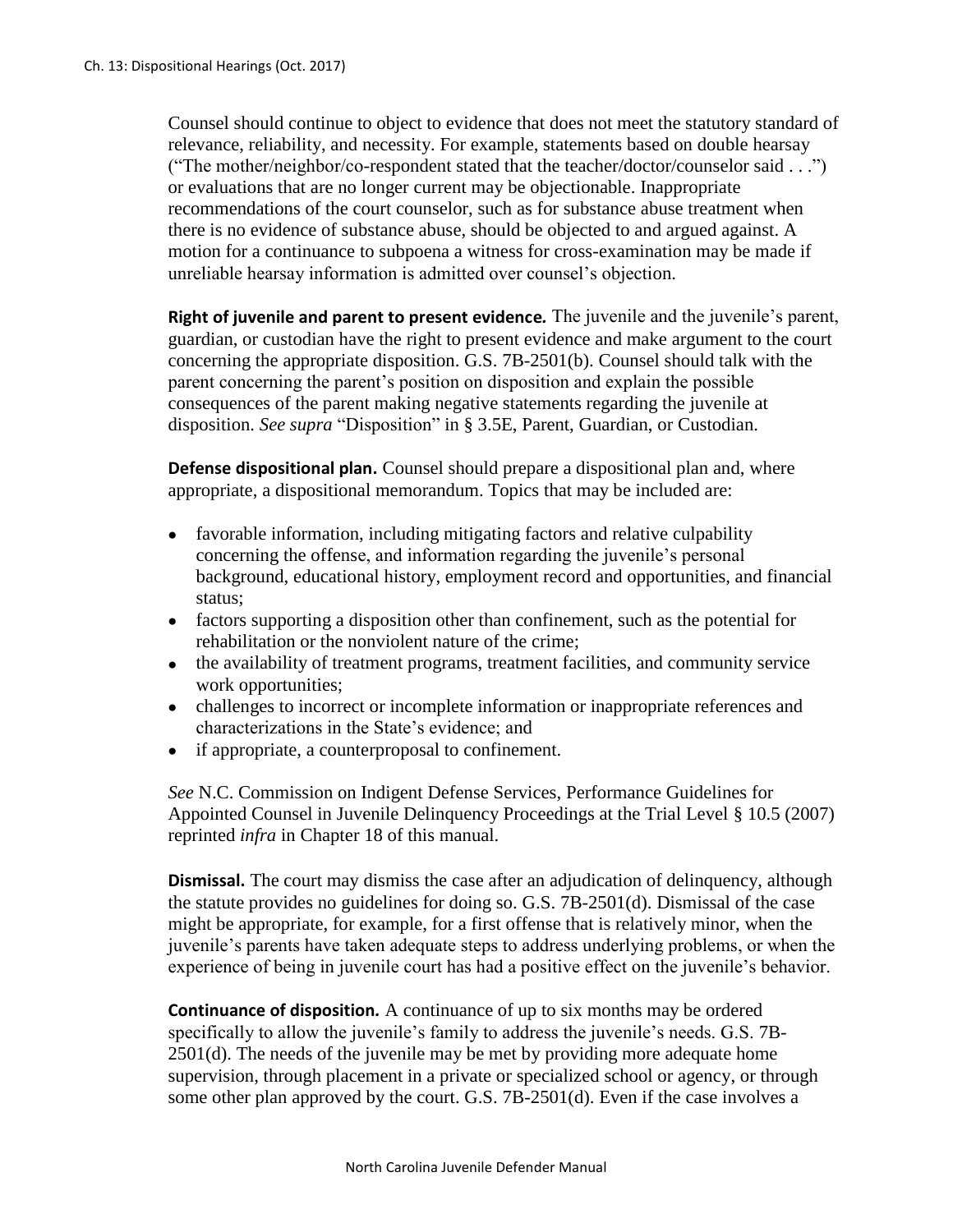Counsel should continue to object to evidence that does not meet the statutory standard of relevance, reliability, and necessity. For example, statements based on double hearsay ("The mother/neighbor/co-respondent stated that the teacher/doctor/counselor said . . .") or evaluations that are no longer current may be objectionable. Inappropriate recommendations of the court counselor, such as for substance abuse treatment when there is no evidence of substance abuse, should be objected to and argued against. A motion for a continuance to subpoena a witness for cross-examination may be made if unreliable hearsay information is admitted over counsel's objection.

**Right of juvenile and parent to present evidence.** The juvenile and the juvenile's parent, guardian, or custodian have the right to present evidence and make argument to the court concerning the appropriate disposition. G.S. 7B-2501(b). Counsel should talk with the parent concerning the parent's position on disposition and explain the possible consequences of the parent making negative statements regarding the juvenile at disposition. *See supra* "Disposition" in § 3.5E, Parent, Guardian, or Custodian.

**Defense dispositional plan.** Counsel should prepare a dispositional plan and, where appropriate, a dispositional memorandum. Topics that may be included are:

- favorable information, including mitigating factors and relative culpability concerning the offense, and information regarding the juvenile's personal background, educational history, employment record and opportunities, and financial status;
- factors supporting a disposition other than confinement, such as the potential for rehabilitation or the nonviolent nature of the crime;
- the availability of treatment programs, treatment facilities, and community service work opportunities;
- challenges to incorrect or incomplete information or inappropriate references and characterizations in the State's evidence; and
- if appropriate, a counterproposal to confinement.

*See* N.C. Commission on Indigent Defense Services, Performance Guidelines for Appointed Counsel in Juvenile Delinquency Proceedings at the Trial Level § 10.5 (2007) reprinted *infra* in Chapter 18 of this manual.

**Dismissal.** The court may dismiss the case after an adjudication of delinquency, although the statute provides no guidelines for doing so. G.S. 7B-2501(d). Dismissal of the case might be appropriate, for example, for a first offense that is relatively minor, when the juvenile's parents have taken adequate steps to address underlying problems, or when the experience of being in juvenile court has had a positive effect on the juvenile's behavior.

**Continuance of disposition.** A continuance of up to six months may be ordered specifically to allow the juvenile's family to address the juvenile's needs. G.S. 7B-2501(d). The needs of the juvenile may be met by providing more adequate home supervision, through placement in a private or specialized school or agency, or through some other plan approved by the court. G.S. 7B-2501(d). Even if the case involves a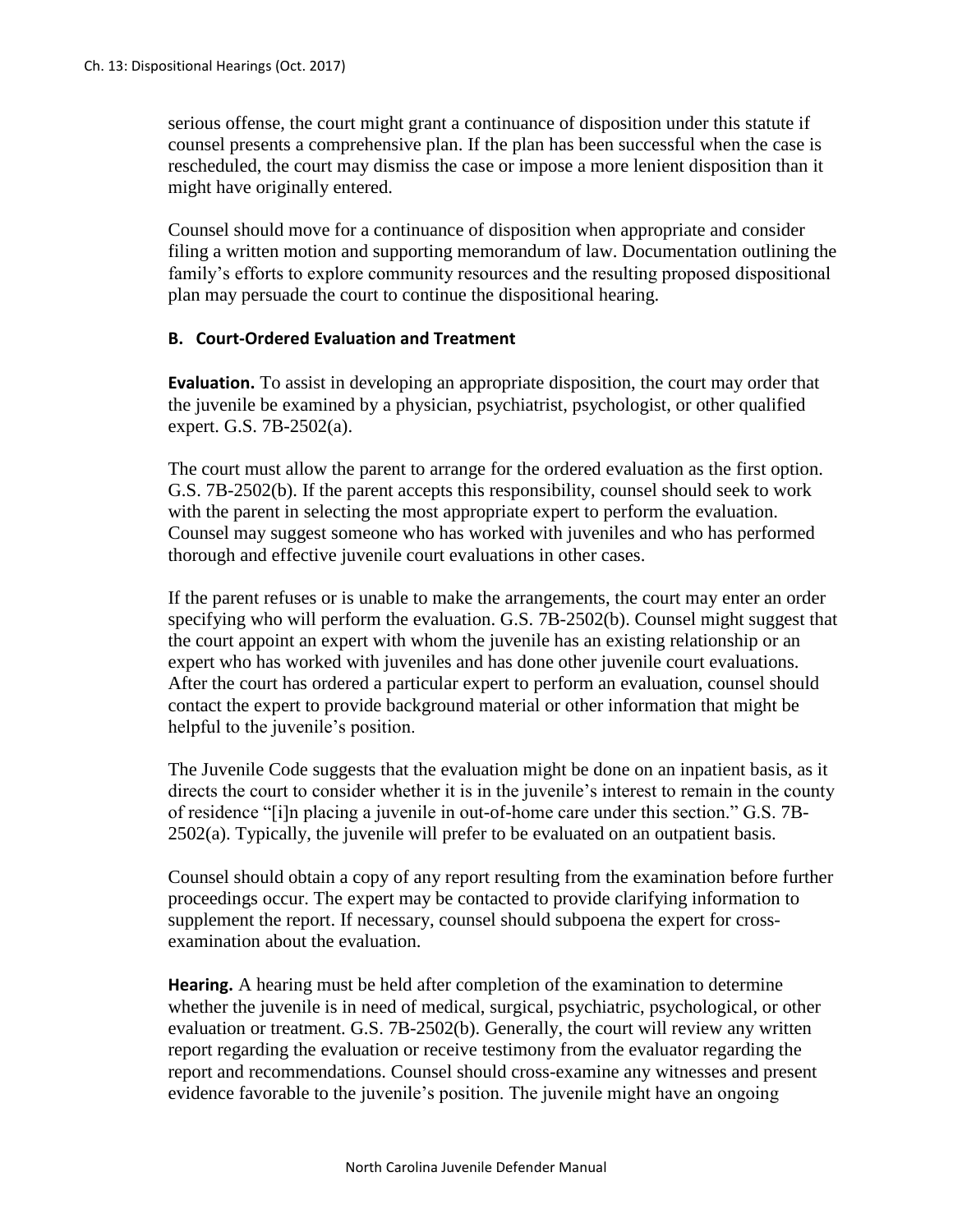serious offense, the court might grant a continuance of disposition under this statute if counsel presents a comprehensive plan. If the plan has been successful when the case is rescheduled, the court may dismiss the case or impose a more lenient disposition than it might have originally entered.

Counsel should move for a continuance of disposition when appropriate and consider filing a written motion and supporting memorandum of law. Documentation outlining the family's efforts to explore community resources and the resulting proposed dispositional plan may persuade the court to continue the dispositional hearing.

### B. Court-Ordered Evaluation and Treatment

**Evaluation.** To assist in developing an appropriate disposition, the court may order that the juvenile be examined by a physician, psychiatrist, psychologist, or other qualified expert. G.S. 7B-2502(a).

The court must allow the parent to arrange for the ordered evaluation as the first option. G.S. 7B-2502(b). If the parent accepts this responsibility, counsel should seek to work with the parent in selecting the most appropriate expert to perform the evaluation. Counsel may suggest someone who has worked with juveniles and who has performed thorough and effective juvenile court evaluations in other cases.

If the parent refuses or is unable to make the arrangements, the court may enter an order specifying who will perform the evaluation. G.S. 7B-2502(b). Counsel might suggest that the court appoint an expert with whom the juvenile has an existing relationship or an expert who has worked with juveniles and has done other juvenile court evaluations. After the court has ordered a particular expert to perform an evaluation, counsel should contact the expert to provide background material or other information that might be helpful to the juvenile's position.

The Juvenile Code suggests that the evaluation might be done on an inpatient basis, as it directs the court to consider whether it is in the juvenile's interest to remain in the county of residence "[i]n placing a juvenile in out-of-home care under this section." G.S. 7B-2502(a). Typically, the juvenile will prefer to be evaluated on an outpatient basis.

Counsel should obtain a copy of any report resulting from the examination before further proceedings occur. The expert may be contacted to provide clarifying information to supplement the report. If necessary, counsel should subpoena the expert for cross-examination about the evaluation.

**Hearing.** A hearing must be held after completion of the examination to determine whether the juvenile is in need of medical, surgical, psychiatric, psychological, or other evaluation or treatment. G.S. 7B-2502(b). Generally, the court will review any written report regarding the evaluation or receive testimony from the evaluator regarding the report and recommendations. Counsel should cross-examine any witnesses and present evidence favorable to the juvenile's position. The juvenile might have an ongoing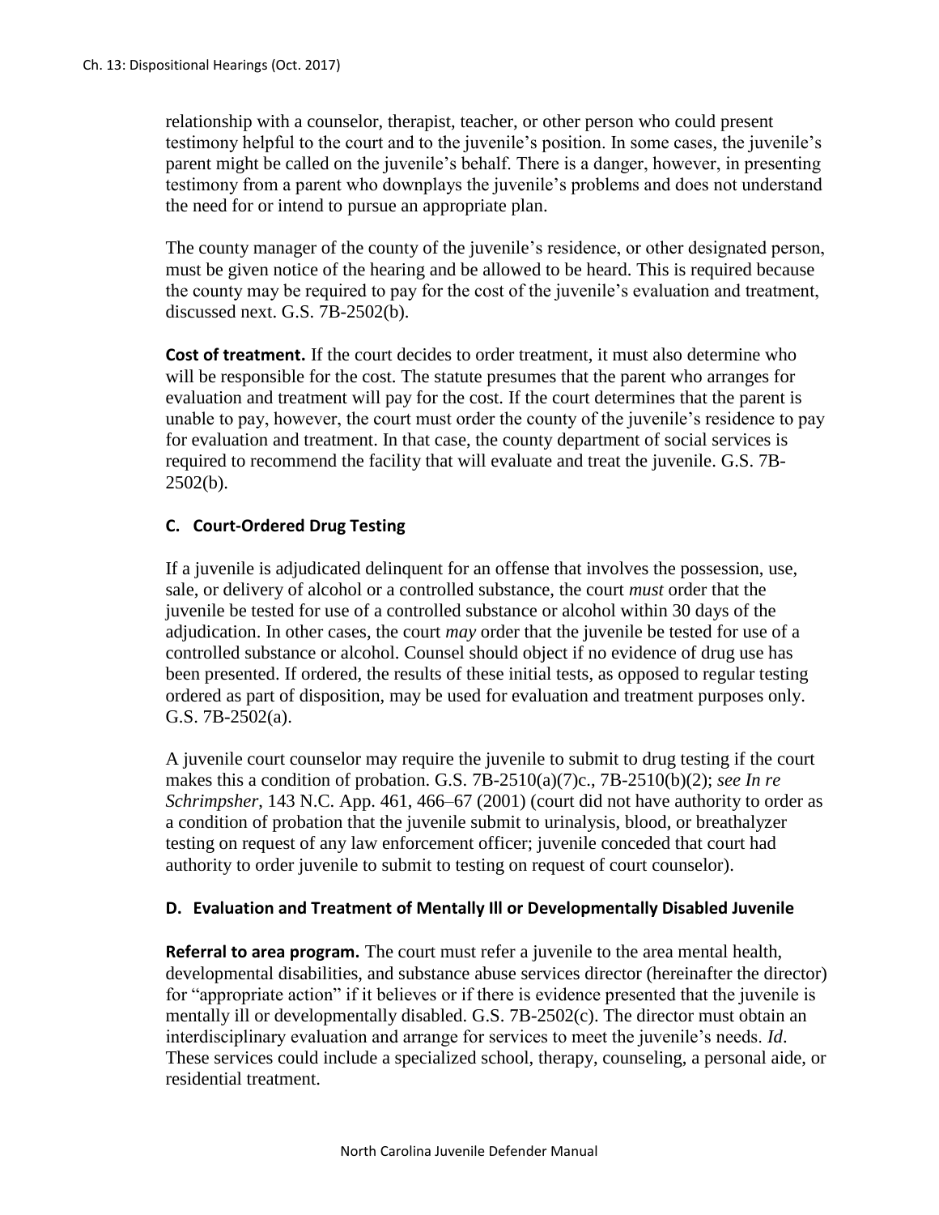relationship with a counselor, therapist, teacher, or other person who could present testimony helpful to the court and to the juvenile's position. In some cases, the juvenile's parent might be called on the juvenile's behalf. There is a danger, however, in presenting testimony from a parent who downplays the juvenile's problems and does not understand the need for or intend to pursue an appropriate plan.

The county manager of the county of the juvenile's residence, or other designated person, must be given notice of the hearing and be allowed to be heard. This is required because the county may be required to pay for the cost of the juvenile's evaluation and treatment, discussed next. G.S. 7B-2502(b).

**Cost of treatment.** If the court decides to order treatment, it must also determine who will be responsible for the cost. The statute presumes that the parent who arranges for evaluation and treatment will pay for the cost. If the court determines that the parent is unable to pay, however, the court must order the county of the juvenile's residence to pay for evaluation and treatment. In that case, the county department of social services is required to recommend the facility that will evaluate and treat the juvenile. G.S. 7B-2502(b).

### C. Court-Ordered Drug Testing

If a juvenile is adjudicated delinquent for an offense that involves the possession, use, sale, or delivery of alcohol or a controlled substance, the court *must* order that the juvenile be tested for use of a controlled substance or alcohol within 30 days of the adjudication. In other cases, the court *may* order that the juvenile be tested for use of a controlled substance or alcohol. Counsel should object if no evidence of drug use has been presented. If ordered, the results of these initial tests, as opposed to regular testing ordered as part of disposition, may be used for evaluation and treatment purposes only. G.S. 7B-2502(a).

A juvenile court counselor may require the juvenile to submit to drug testing if the court makes this a condition of probation. G.S. 7B-2510(a)(7)c., 7B-2510(b)(2); *see In re Schrimpsher*, 143 N.C. App. 461, 466–67 (2001) (court did not have authority to order as a condition of probation that the juvenile submit to urinalysis, blood, or breathalyzer testing on request of any law enforcement officer; juvenile conceded that court had authority to order juvenile to submit to testing on request of court counselor).

### D. Evaluation and Treatment of Mentally Ill or Developmentally Disabled Juvenile

**Referral to area program.** The court must refer a juvenile to the area mental health, developmental disabilities, and substance abuse services director (hereinafter the director) for "appropriate action" if it believes or if there is evidence presented that the juvenile is mentally ill or developmentally disabled. G.S. 7B-2502(c). The director must obtain an interdisciplinary evaluation and arrange for services to meet the juvenile's needs. *Id*. These services could include a specialized school, therapy, counseling, a personal aide, or residential treatment.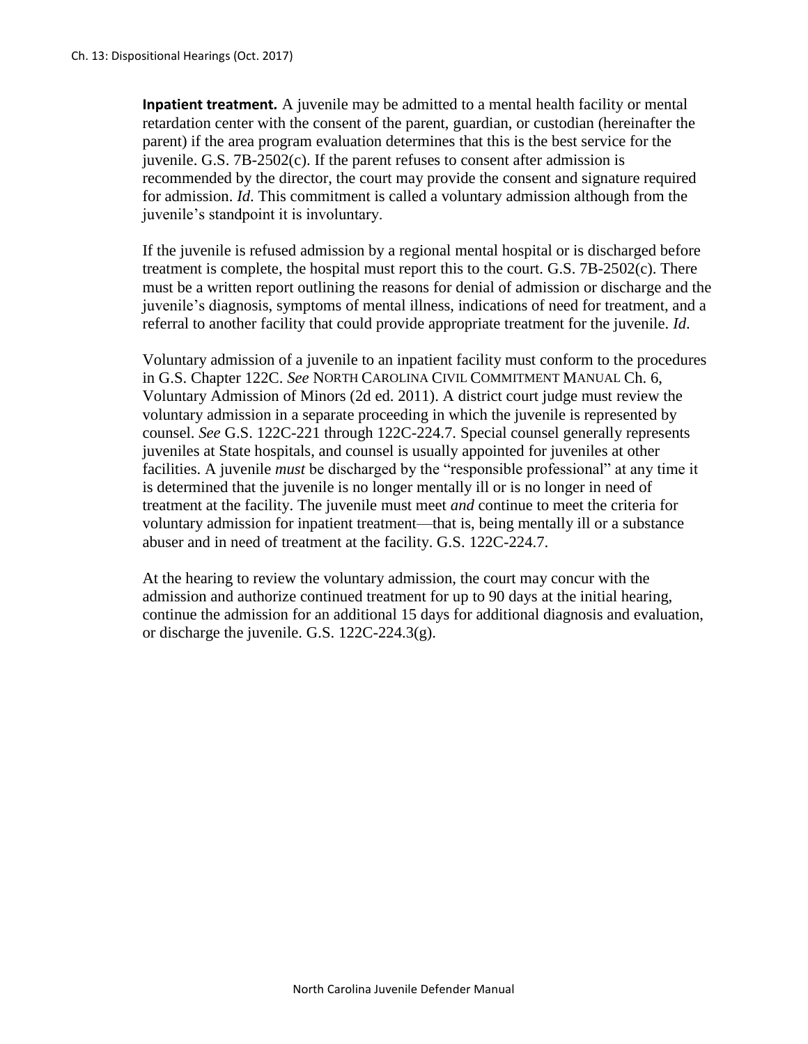**Inpatient treatment.** A juvenile may be admitted to a mental health facility or mental retardation center with the consent of the parent, guardian, or custodian (hereinafter the parent) if the area program evaluation determines that this is the best service for the juvenile. G.S. 7B-2502(c). If the parent refuses to consent after admission is recommended by the director, the court may provide the consent and signature required for admission. *Id.* This commitment is called a voluntary admission although from the juvenile's standpoint it is involuntary.

If the juvenile is refused admission by a regional mental hospital or is discharged before treatment is complete, the hospital must report this to the court. G.S. 7B-2502(c). There must be a written report outlining the reasons for denial of admission or discharge and the juvenile's diagnosis, symptoms of mental illness, indications of need for treatment, and a referral to another facility that could provide appropriate treatment for the juvenile. *Id.*

Voluntary admission of a juvenile to an inpatient facility must conform to the procedures in G.S. Chapter 122C. *See* NORTH CAROLINA CIVIL COMMITMENT MANUAL Ch. 6, Voluntary Admission of Minors (2d ed. 2011). A district court judge must review the voluntary admission in a separate proceeding in which the juvenile is represented by counsel. *See* G.S. 122C-221 through 122C-224.7. Special counsel generally represents juveniles at State hospitals, and counsel is usually appointed for juveniles at other facilities. A juvenile *must* be discharged by the "responsible professional" at any time it is determined that the juvenile is no longer mentally ill or is no longer in need of treatment at the facility. The juvenile must meet *and* continue to meet the criteria for voluntary admission for inpatient treatment—that is, being mentally ill or a substance abuser and in need of treatment at the facility. G.S. 122C-224.7.

At the hearing to review the voluntary admission, the court may concur with the admission and authorize continued treatment for up to 90 days at the initial hearing, continue the admission for an additional 15 days for additional diagnosis and evaluation, or discharge the juvenile. G.S. 122C-224.3(g).